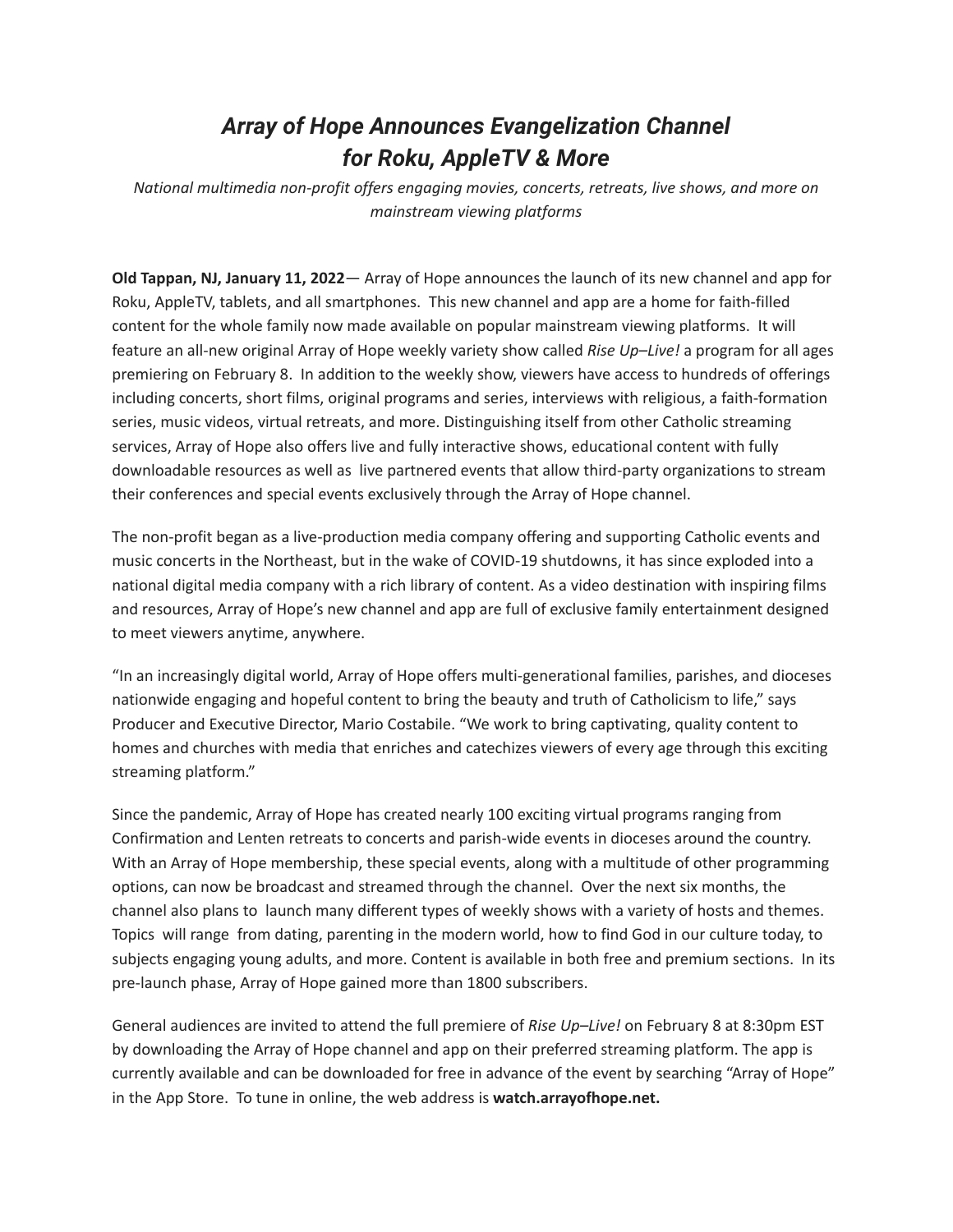# *Array of Hope Announces Evangelization Channel for Roku, AppleTV & More*

*National multimedia non-profit offers engaging movies, concerts, retreats, live shows, and more on mainstream viewing platforms*

**Old Tappan, NJ, January 11, 2022**— Array of Hope announces the launch of its new channel and app for Roku, AppleTV, tablets, and all smartphones. This new channel and app are a home for faith-filled content for the whole family now made available on popular mainstream viewing platforms. It will feature an all-new original Array of Hope weekly variety show called *Rise Up–Live!* a program for all ages premiering on February 8. In addition to the weekly show, viewers have access to hundreds of offerings including concerts, short films, original programs and series, interviews with religious, a faith-formation series, music videos, virtual retreats, and more. Distinguishing itself from other Catholic streaming services, Array of Hope also offers live and fully interactive shows, educational content with fully downloadable resources as well as live partnered events that allow third-party organizations to stream their conferences and special events exclusively through the Array of Hope channel.

The non-profit began as a live-production media company offering and supporting Catholic events and music concerts in the Northeast, but in the wake of COVID-19 shutdowns, it has since exploded into a national digital media company with a rich library of content. As a video destination with inspiring films and resources, Array of Hope's new channel and app are full of exclusive family entertainment designed to meet viewers anytime, anywhere.

"In an increasingly digital world, Array of Hope offers multi-generational families, parishes, and dioceses nationwide engaging and hopeful content to bring the beauty and truth of Catholicism to life," says Producer and Executive Director, Mario Costabile. "We work to bring captivating, quality content to homes and churches with media that enriches and catechizes viewers of every age through this exciting streaming platform."

Since the pandemic, Array of Hope has created nearly 100 exciting virtual programs ranging from Confirmation and Lenten retreats to concerts and parish-wide events in dioceses around the country. With an Array of Hope membership, these special events, along with a multitude of other programming options, can now be broadcast and streamed through the channel. Over the next six months, the channel also plans to launch many different types of weekly shows with a variety of hosts and themes. Topics will range from dating, parenting in the modern world, how to find God in our culture today, to subjects engaging young adults, and more. Content is available in both free and premium sections. In its pre-launch phase, Array of Hope gained more than 1800 subscribers.

General audiences are invited to attend the full premiere of *Rise Up–Live!* on February 8 at 8:30pm EST by downloading the Array of Hope channel and app on their preferred streaming platform. The app is currently available and can be downloaded for free in advance of the event by searching "Array of Hope" in the App Store. To tune in online, the web address is **watch.arrayofhope.net.**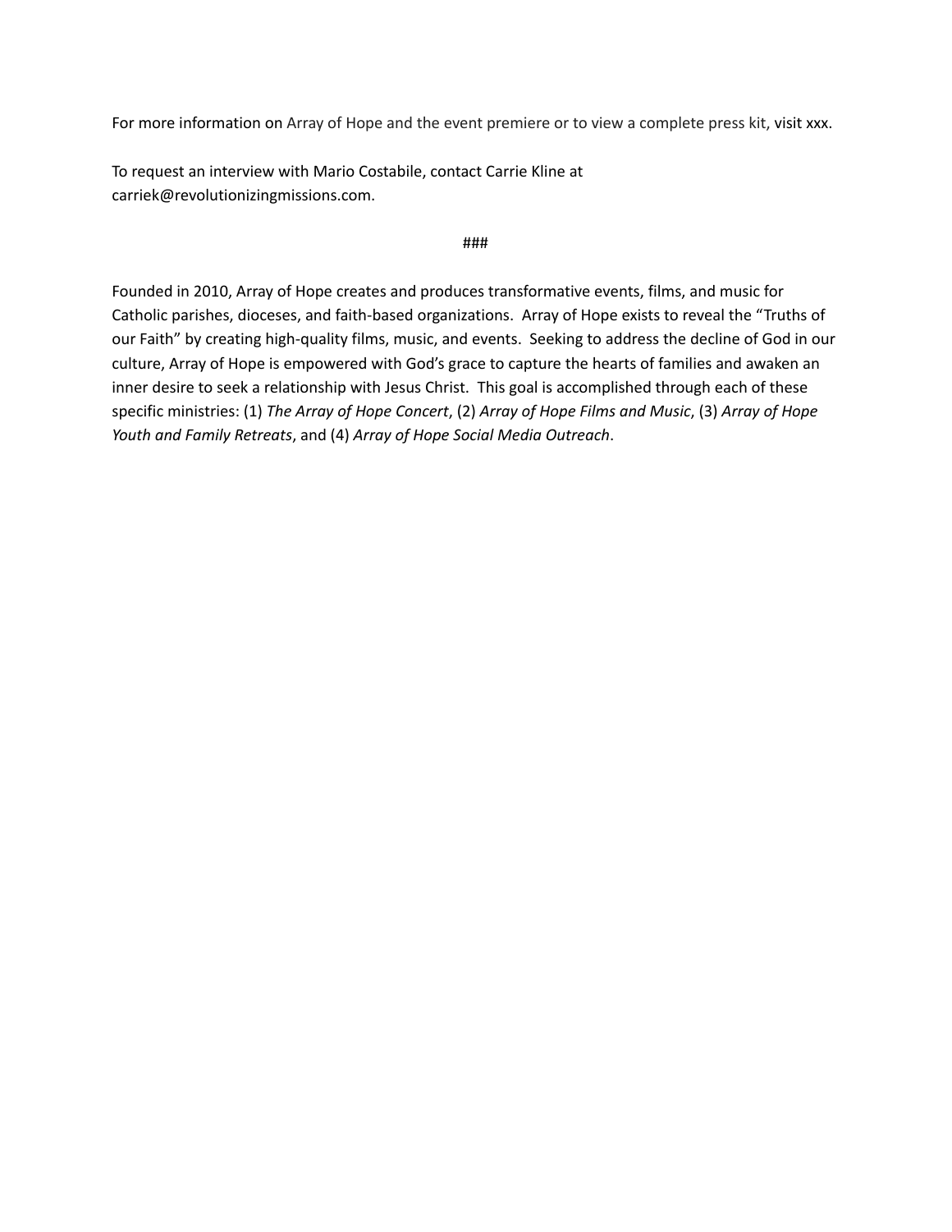For more information on Array of Hope and the event premiere or to view a complete press kit, visit xxx.

To request an interview with Mario Costabile, contact Carrie Kline at carriek@revolutionizingmissions.com.

###

Founded in 2010, Array of Hope creates and produces transformative events, films, and music for Catholic parishes, dioceses, and faith-based organizations. Array of Hope exists to reveal the "Truths of our Faith" by creating high-quality films, music, and events. Seeking to address the decline of God in our culture, Array of Hope is empowered with God's grace to capture the hearts of families and awaken an inner desire to seek a relationship with Jesus Christ. This goal is accomplished through each of these specific ministries: (1) *The Array of Hope Concert*, (2) *Array of Hope Films and Music*, (3) *Array of Hope Youth and Family Retreats*, and (4) *Array of Hope Social Media Outreach*.